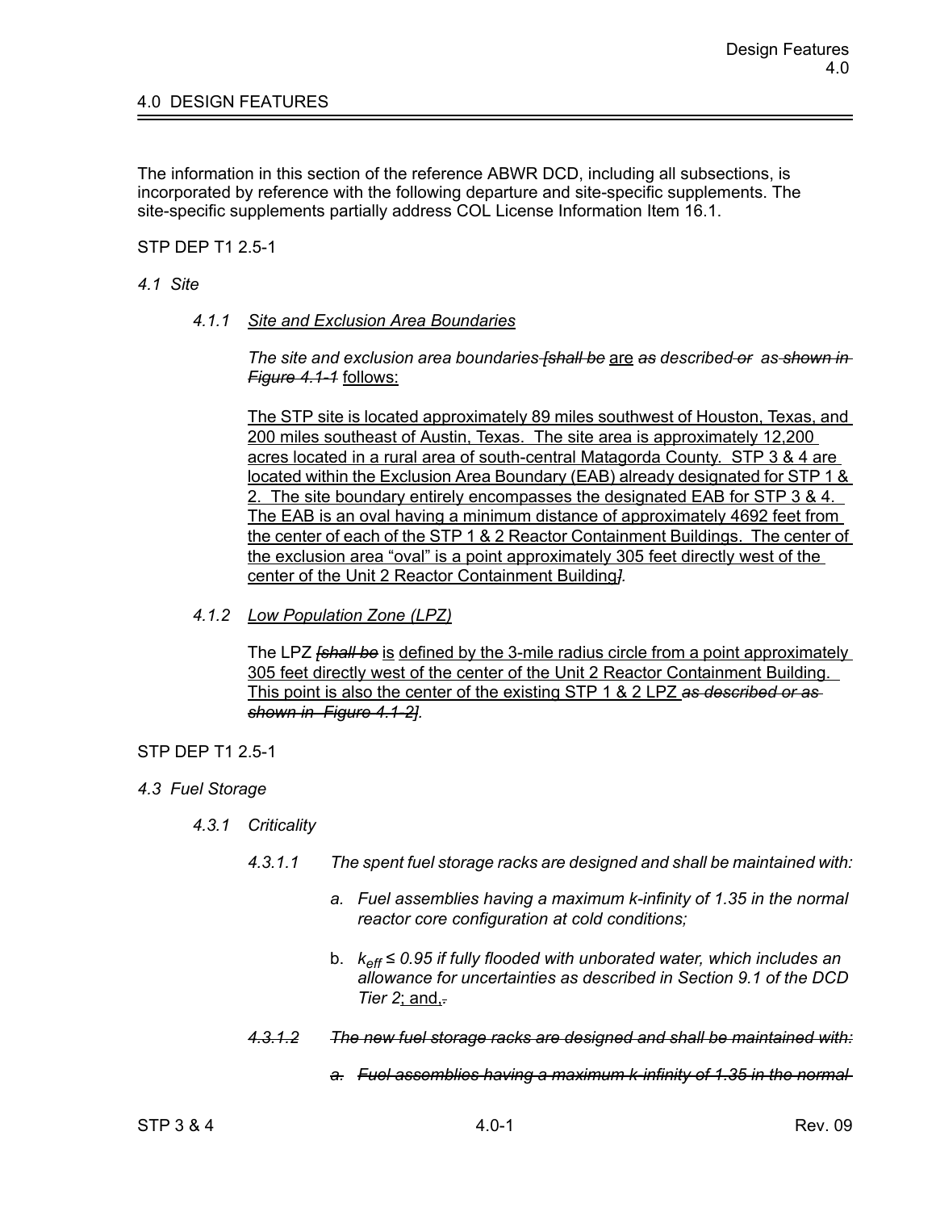# 4.0 DESIGN FEATURES

The information in this section of the reference ABWR DCD, including all subsections, is incorporated by reference with the following departure and site-specific supplements. The site-specific supplements partially address COL License Information Item 16.1.

STP DEP T1 2.5-1

## *4.1 Site*

### *4.1.1 Site and Exclusion Area Boundaries*

*The site and exclusion area boundaries* ~~*[shall be*~~ <u>are</u> ~~*as*~~ *described* ~~*or as shown in Figure 4.1-1*~~ <u>follows:</u>

<u>The STP site is located approximately 89 miles southwest of Houston, Texas, and 200 miles southeast of Austin, Texas. The site area is approximately 12,200 acres located in a rural area of south-central Matagorda County. STP 3 & 4 are located within the Exclusion Area Boundary (EAB) already designated for STP 1 & 2. The site boundary entirely encompasses the designated EAB for STP 3 & 4. The EAB is an oval having a minimum distance of approximately 4692 feet from the center of each of the STP 1 & 2 Reactor Containment Buildings. The center of the exclusion area “oval” is a point approximately 305 feet directly west of the center of the Unit 2 Reactor Containment Building</u>~~*]*~~.

### *4.1.2 Low Population Zone (LPZ)*

The LPZ ~~*[shall be*~~ <u>is</u> <u>defined by the 3-mile radius circle from a point approximately 305 feet directly west of the center of the Unit 2 Reactor Containment Building. This point is also the center of the existing STP 1 & 2 LPZ</u> ~~*as described or as shown in Figure 4.1-2]*~~.

STP DEP T1 2.5-1

## *4.3 Fuel Storage*

### *4.3.1 Criticality*

*4.3.1.1 The spent fuel storage racks are designed and shall be maintained with:*

*a. Fuel assemblies having a maximum k-infinity of 1.35 in the normal reactor core configuration at cold conditions;*

b. *$k_{eff} \leq 0.95$ if fully flooded with unborated water, which includes an allowance for uncertainties as described in Section 9.1 of the DCD Tier 2*<u>; and,</u>~~.~~

~~*4.3.1.2 The new fuel storage racks are designed and shall be maintained with:*~~

~~*a. Fuel assemblies having a maximum k-infinity of 1.35 in the normal*~~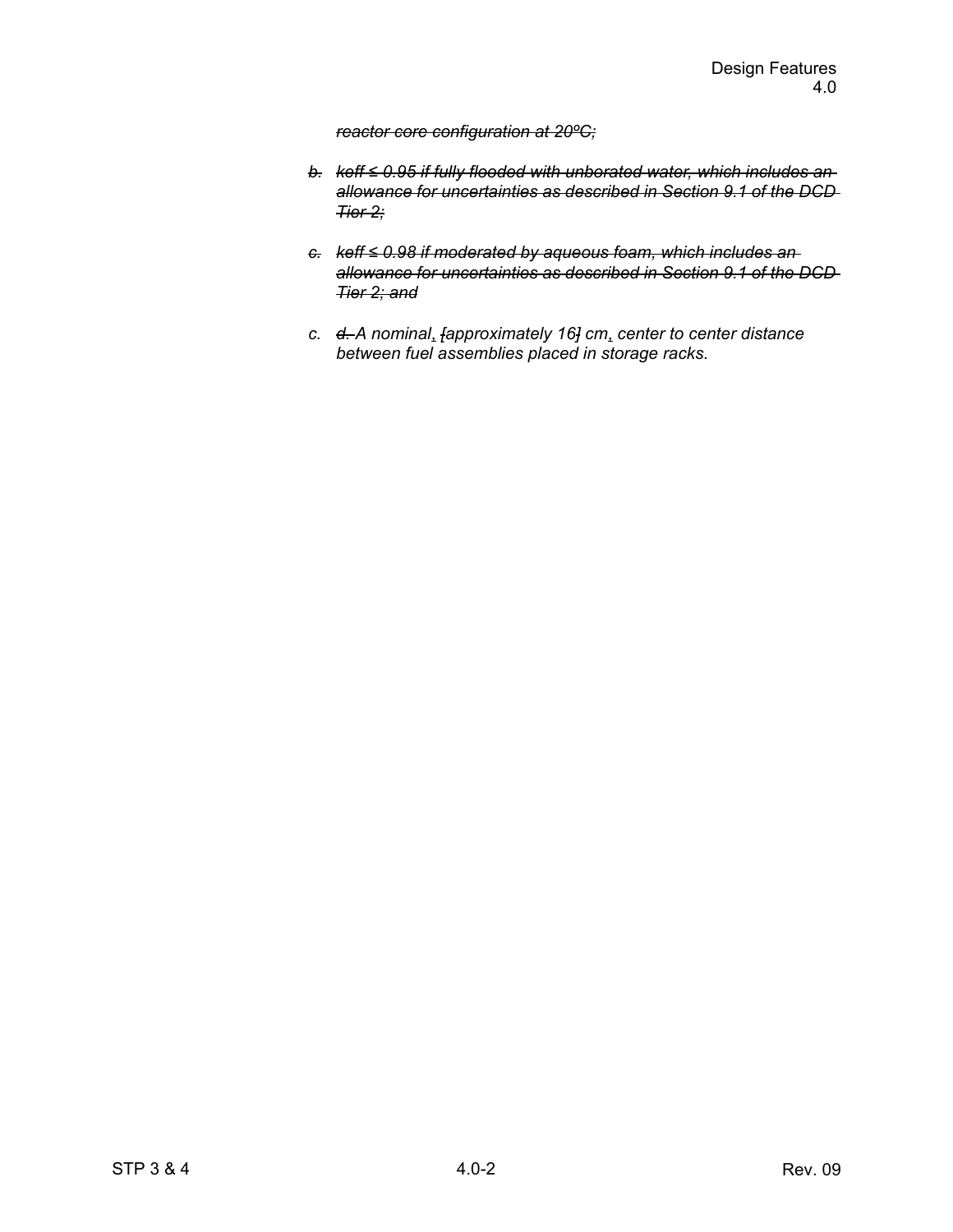~~*reactor core configuration at 20ºC;*~~

~~*b. keff ≤ 0.95 if fully flooded with unborated water, which includes an allowance for uncertainties as described in Section 9.1 of the DCD Tier 2;*~~

~~*c. keff ≤ 0.98 if moderated by aqueous foam, which includes an allowance for uncertainties as described in Section 9.1 of the DCD Tier 2; and*~~

*c. ~~d.~~ A nominal, [approximately 16] cm, center to center distance between fuel assemblies placed in storage racks.*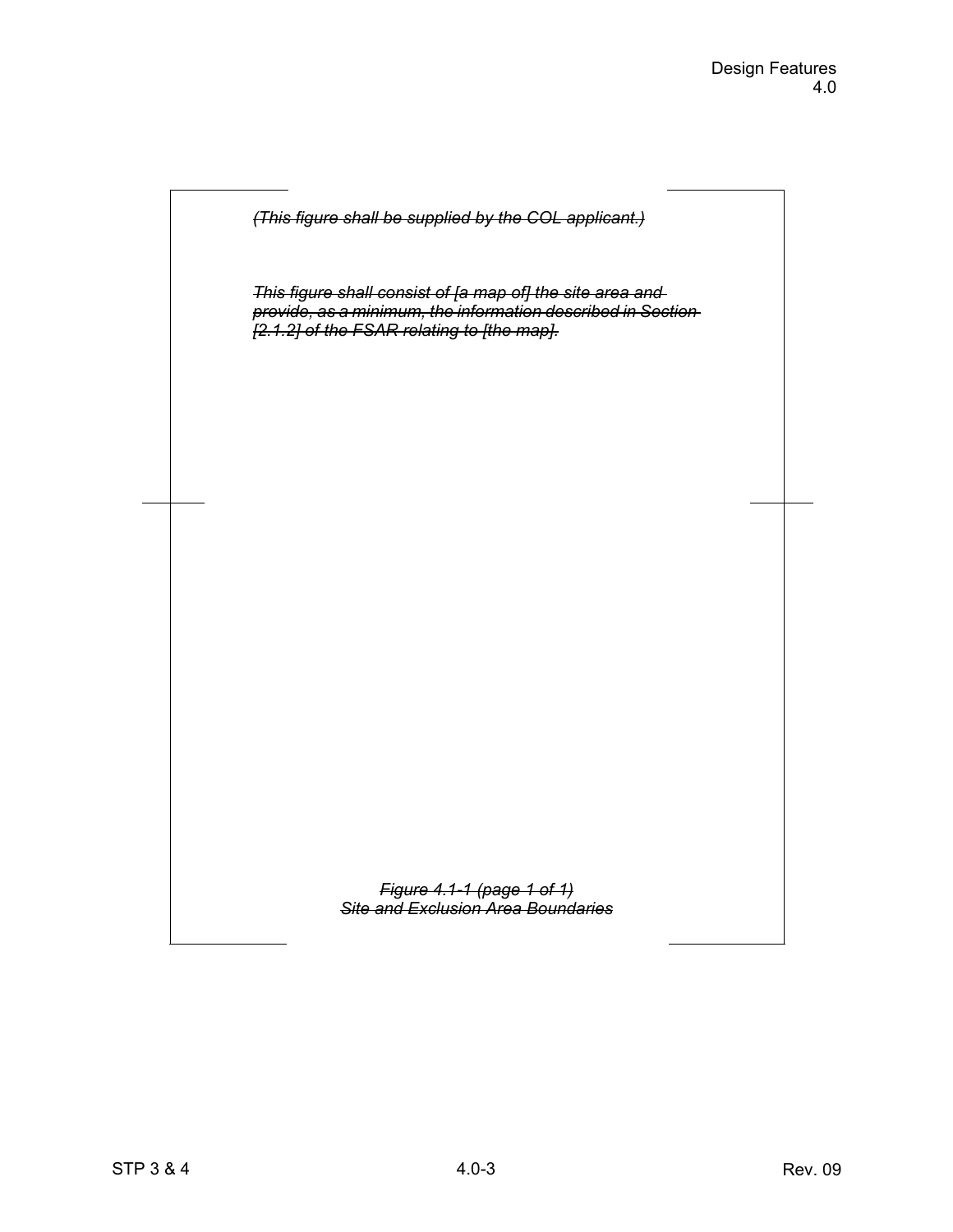~~*(This figure shall be supplied by the COL applicant.)*~~

~~*This figure shall consist of [a map of] the site area and provide, as a minimum, the information described in Section [2.1.2] of the FSAR relating to [the map].*~~

~~*Figure 4.1-1 (page 1 of 1)*~~
~~*Site and Exclusion Area Boundaries*~~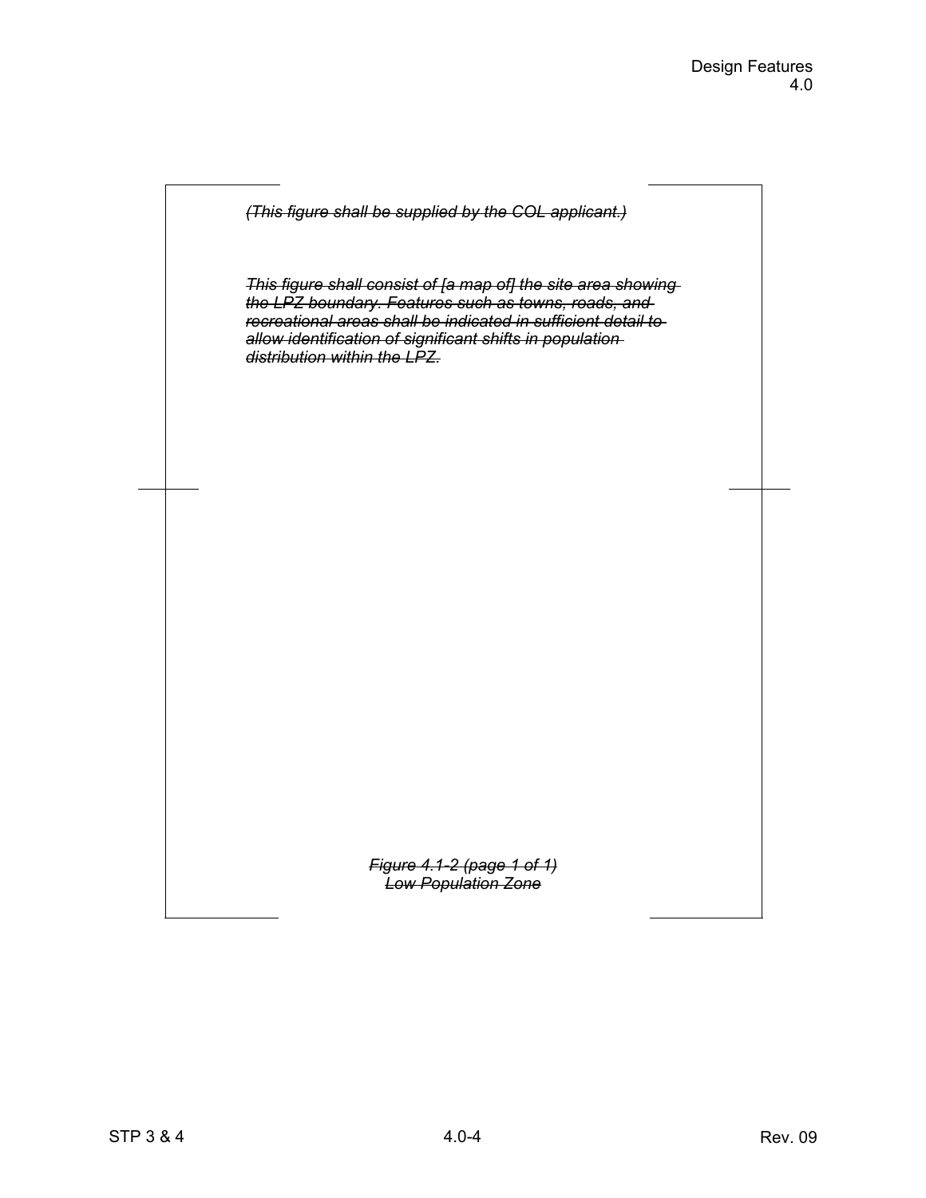~~*(This figure shall be supplied by the COL applicant.)*~~

~~*This figure shall consist of [a map of] the site area showing the LPZ boundary. Features such as towns, roads, and recreational areas shall be indicated in sufficient detail to allow identification of significant shifts in population distribution within the LPZ.*~~

~~*Figure 4.1-2 (page 1 of 1)*~~
~~*Low Population Zone*~~